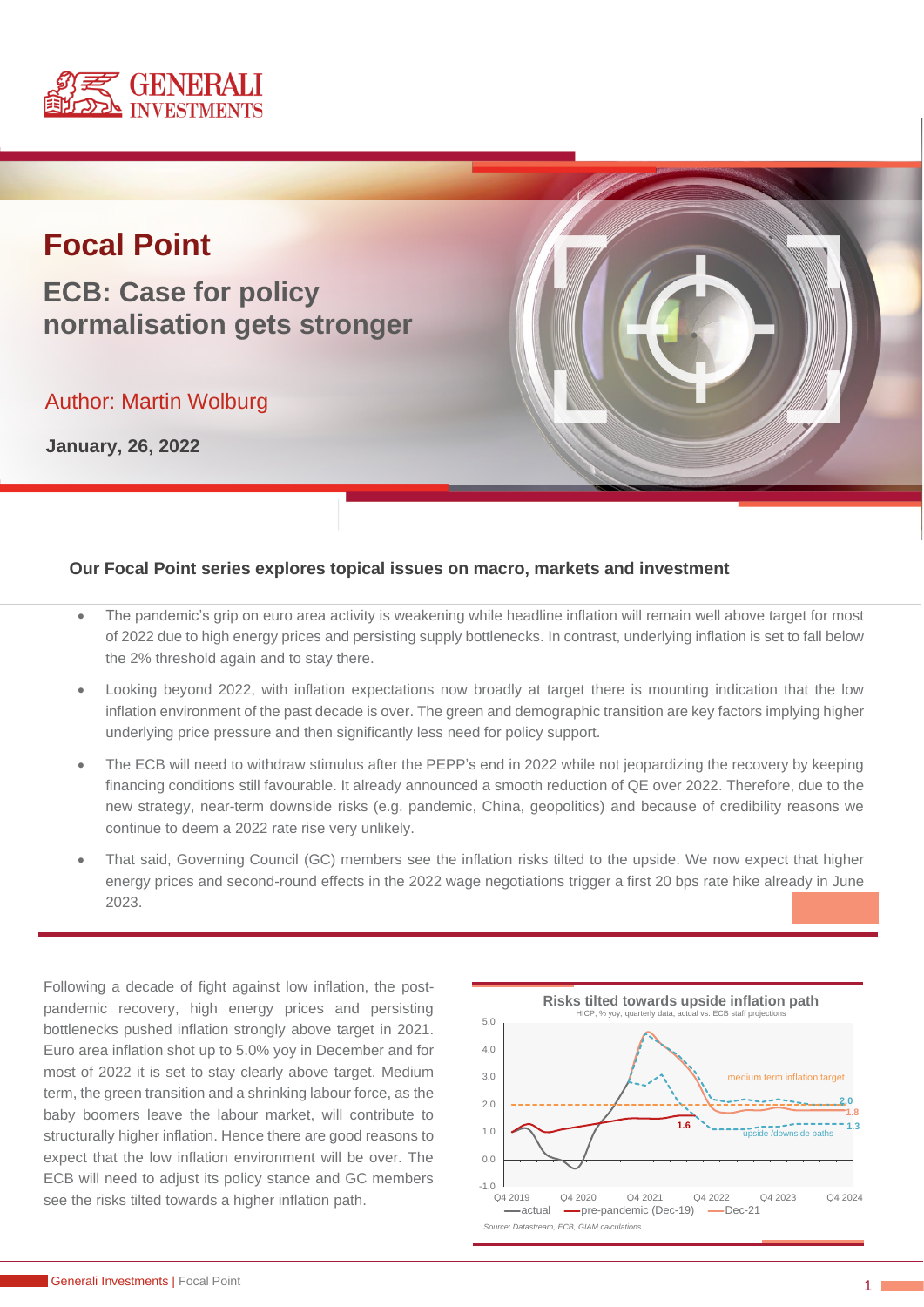# Focal Point

## ECB: Case for policy normalisation gets stronger

Author: Martin Wolburg

**January, 26, 2022**

**Our Focal Point series explores topical issues on macro, markets and investment**

- The pandemic's grip on euro area activity is weakening while headline inflation will remain well above target for most of 2022 due to high energy prices and persisting supply bottlenecks. In contrast, underlying inflation is set to fall below the 2% threshold again and to stay there.
- Looking beyond 2022, with inflation expectations now broadly at target there is mounting indication that the low inflation environment of the past decade is over. The green and demographic transition are key factors implying higher underlying price pressure and then significantly less need for policy support.
- The ECB will need to withdraw stimulus after the PEPP's end in 2022 while not jeopardizing the recovery by keeping financing conditions still favourable. It already announced a smooth reduction of QE over 2022. Therefore, due to the new strategy, near-term downside risks (e.g. pandemic, China, geopolitics) and because of credibility reasons we continue to deem a 2022 rate rise very unlikely.
- That said, Governing Council (GC) members see the inflation risks tilted to the upside. We now expect that higher energy prices and second-round effects in the 2022 wage negotiations trigger a first 20 bps rate hike already in June 2023.

Following a decade of fight against low inflation, the post-pandemic recovery, high energy prices and persisting bottlenecks pushed inflation strongly above target in 2021. Euro area inflation shot up to 5.0% yoy in December and for most of 2022 it is set to stay clearly above target. Medium term, the green transition and a shrinking labour force, as the baby boomers leave the labour market, will contribute to structurally higher inflation. Hence there are good reasons to expect that the low inflation environment will be over. The ECB will need to adjust its policy stance and GC members see the risks tilted towards a higher inflation path.

**Risks tilted towards upside inflation path**

HICP, % yoy, quarterly data, actual vs. ECB staff projections

Legend: actual; pre-pandemic (Dec-19); Dec-21. Labels: medium term inflation target; upside /downside paths; 1.6; 2.0; 1.8; 1.3. X-axis: Q4 2019 – Q4 2024. Y-axis: -1.0 to 5.0.

*Source: Datastream, ECB, GIAM calculations*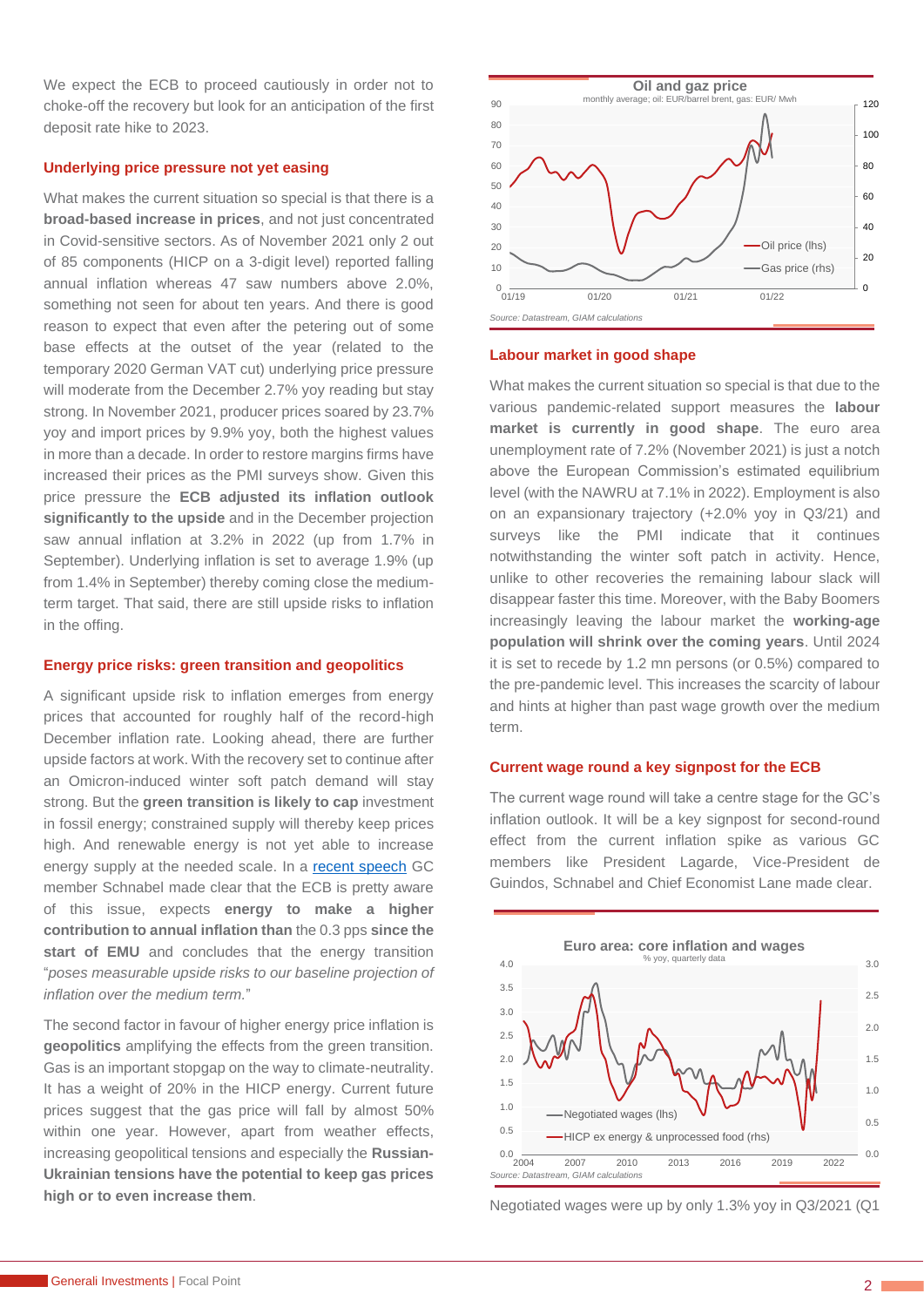We expect the ECB to proceed cautiously in order not to choke-off the recovery but look for an anticipation of the first deposit rate hike to 2023.

### Underlying price pressure not yet easing

What makes the current situation so special is that there is a **broad-based increase in prices**, and not just concentrated in Covid-sensitive sectors. As of November 2021 only 2 out of 85 components (HICP on a 3-digit level) reported falling annual inflation whereas 47 saw numbers above 2.0%, something not seen for about ten years. And there is good reason to expect that even after the petering out of some base effects at the outset of the year (related to the temporary 2020 German VAT cut) underlying price pressure will moderate from the December 2.7% yoy reading but stay strong. In November 2021, producer prices soared by 23.7% yoy and import prices by 9.9% yoy, both the highest values in more than a decade. In order to restore margins firms have increased their prices as the PMI surveys show. Given this price pressure the **ECB adjusted its inflation outlook significantly to the upside** and in the December projection saw annual inflation at 3.2% in 2022 (up from 1.7% in September). Underlying inflation is set to average 1.9% (up from 1.4% in September) thereby coming close the medium-term target. That said, there are still upside risks to inflation in the offing.

### Energy price risks: green transition and geopolitics

A significant upside risk to inflation emerges from energy prices that accounted for roughly half of the record-high December inflation rate. Looking ahead, there are further upside factors at work. With the recovery set to continue after an Omicron-induced winter soft patch demand will stay strong. But the **green transition is likely to cap** investment in fossil energy; constrained supply will thereby keep prices high. And renewable energy is not yet able to increase energy supply at the needed scale. In a recent speech GC member Schnabel made clear that the ECB is pretty aware of this issue, expects **energy to make a higher contribution to annual inflation than** the 0.3 pps **since the start of EMU** and concludes that the energy transition "*poses measurable upside risks to our baseline projection of inflation over the medium term.*"

The second factor in favour of higher energy price inflation is **geopolitics** amplifying the effects from the green transition. Gas is an important stopgap on the way to climate-neutrality. It has a weight of 20% in the HICP energy. Current future prices suggest that the gas price will fall by almost 50% within one year. However, apart from weather effects, increasing geopolitical tensions and especially the **Russian-Ukrainian tensions have the potential to keep gas prices high or to even increase them**.

**Oil and gaz price**
monthly average; oil: EUR/barrel brent, gas: EUR/ Mwh

Source: Datastream, GIAM calculations

### Labour market in good shape

What makes the current situation so special is that due to the various pandemic-related support measures the **labour market is currently in good shape**. The euro area unemployment rate of 7.2% (November 2021) is just a notch above the European Commission's estimated equilibrium level (with the NAWRU at 7.1% in 2022). Employment is also on an expansionary trajectory (+2.0% yoy in Q3/21) and surveys like the PMI indicate that it continues notwithstanding the winter soft patch in activity. Hence, unlike to other recoveries the remaining labour slack will disappear faster this time. Moreover, with the Baby Boomers increasingly leaving the labour market the **working-age population will shrink over the coming years**. Until 2024 it is set to recede by 1.2 mn persons (or 0.5%) compared to the pre-pandemic level. This increases the scarcity of labour and hints at higher than past wage growth over the medium term.

### Current wage round a key signpost for the ECB

The current wage round will take a centre stage for the GC's inflation outlook. It will be a key signpost for second-round effect from the current inflation spike as various GC members like President Lagarde, Vice-President de Guindos, Schnabel and Chief Economist Lane made clear.

**Euro area: core inflation and wages**
% yoy, quarterly data

Source: Datastream, GIAM calculations

Negotiated wages were up by only 1.3% yoy in Q3/2021 (Q1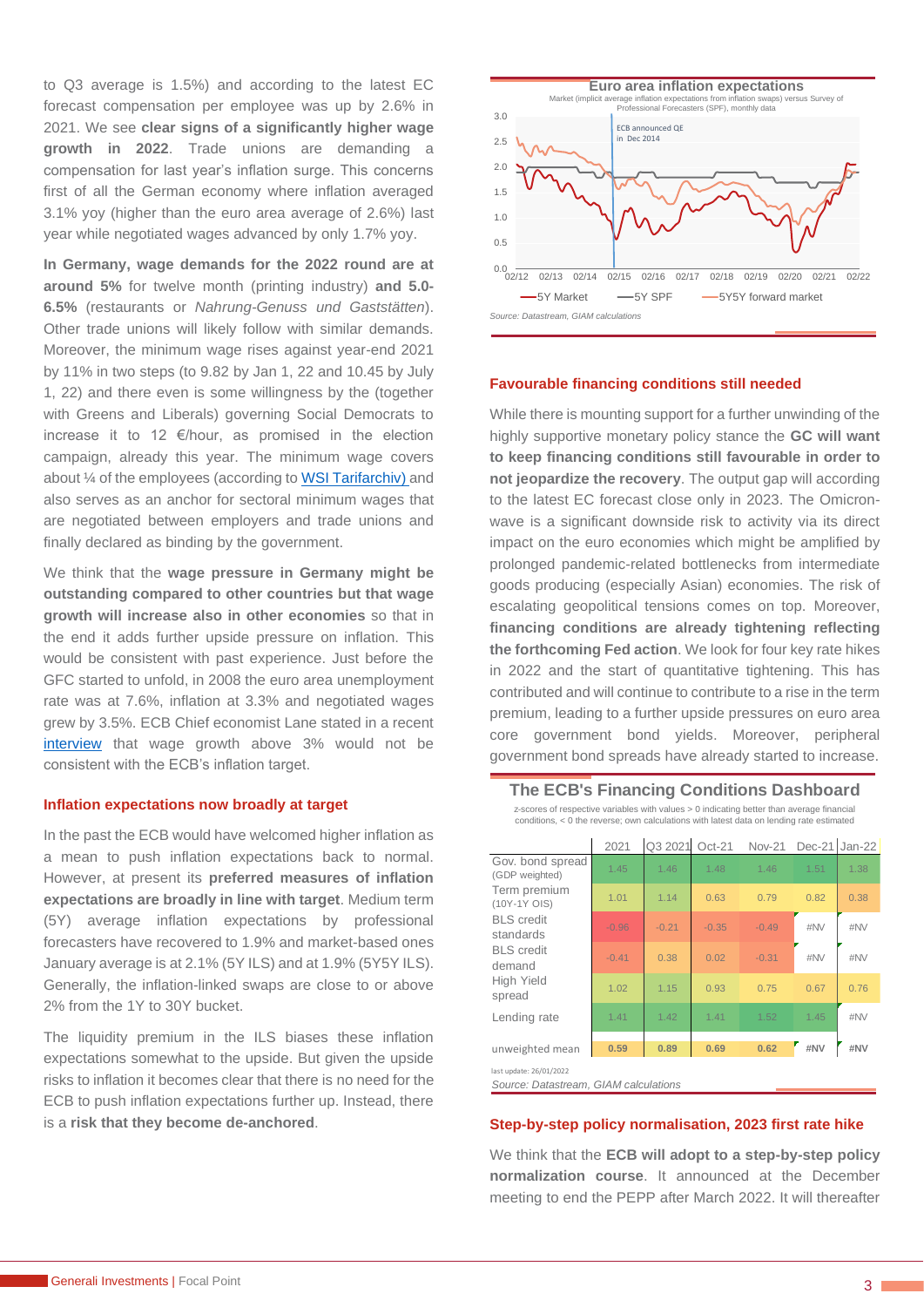to Q3 average is 1.5%) and according to the latest EC forecast compensation per employee was up by 2.6% in 2021. We see **clear signs of a significantly higher wage growth in 2022**. Trade unions are demanding a compensation for last year's inflation surge. This concerns first of all the German economy where inflation averaged 3.1% yoy (higher than the euro area average of 2.6%) last year while negotiated wages advanced by only 1.7% yoy.

**In Germany, wage demands for the 2022 round are at around 5%** for twelve month (printing industry) **and 5.0-6.5%** (restaurants or *Nahrung-Genuss und Gaststätten*). Other trade unions will likely follow with similar demands. Moreover, the minimum wage rises against year-end 2021 by 11% in two steps (to 9.82 by Jan 1, 22 and 10.45 by July 1, 22) and there even is some willingness by the (together with Greens and Liberals) governing Social Democrats to increase it to 12 €/hour, as promised in the election campaign, already this year. The minimum wage covers about ¼ of the employees (according to WSI Tarifarchiv) and also serves as an anchor for sectoral minimum wages that are negotiated between employers and trade unions and finally declared as binding by the government.

We think that the **wage pressure in Germany might be outstanding compared to other countries but that wage growth will increase also in other economies** so that in the end it adds further upside pressure on inflation. This would be consistent with past experience. Just before the GFC started to unfold, in 2008 the euro area unemployment rate was at 7.6%, inflation at 3.3% and negotiated wages grew by 3.5%. ECB Chief economist Lane stated in a recent interview that wage growth above 3% would not be consistent with the ECB's inflation target.

### Inflation expectations now broadly at target

In the past the ECB would have welcomed higher inflation as a mean to push inflation expectations back to normal. However, at present its **preferred measures of inflation expectations are broadly in line with target**. Medium term (5Y) average inflation expectations by professional forecasters have recovered to 1.9% and market-based ones January average is at 2.1% (5Y ILS) and at 1.9% (5Y5Y ILS). Generally, the inflation-linked swaps are close to or above 2% from the 1Y to 30Y bucket.

The liquidity premium in the ILS biases these inflation expectations somewhat to the upside. But given the upside risks to inflation it becomes clear that there is no need for the ECB to push inflation expectations further up. Instead, there is a **risk that they become de-anchored**.

**Euro area inflation expectations**

Market (implicit average inflation expectations from inflation swaps) versus Survey of Professional Forecasters (SPF), monthly data

*Source: Datastream, GIAM calculations*

### Favourable financing conditions still needed

While there is mounting support for a further unwinding of the highly supportive monetary policy stance the **GC will want to keep financing conditions still favourable in order to not jeopardize the recovery**. The output gap will according to the latest EC forecast close only in 2023. The Omicron-wave is a significant downside risk to activity via its direct impact on the euro economies which might be amplified by prolonged pandemic-related bottlenecks from intermediate goods producing (especially Asian) economies. The risk of escalating geopolitical tensions comes on top. Moreover, **financing conditions are already tightening reflecting the forthcoming Fed action**. We look for four key rate hikes in 2022 and the start of quantitative tightening. This has contributed and will continue to contribute to a rise in the term premium, leading to a further upside pressures on euro area core government bond yields. Moreover, peripheral government bond spreads have already started to increase.

**The ECB's Financing Conditions Dashboard**

z-scores of respective variables with values > 0 indicating better than average financial conditions, < 0 the reverse; own calculations with latest data on lending rate estimated

| | 2021 | Q3 2021 | Oct-21 | Nov-21 | Dec-21 | Jan-22 |
|---|---|---|---|---|---|---|
| Gov. bond spread (GDP weighted) | 1.45 | 1.46 | 1.48 | 1.46 | 1.51 | 1.38 |
| Term premium (10Y-1Y OIS) | 1.01 | 1.14 | 0.63 | 0.79 | 0.82 | 0.38 |
| BLS credit standards | -0.96 | -0.21 | -0.35 | -0.49 | #NV | #NV |
| BLS credit demand | -0.41 | 0.38 | 0.02 | -0.31 | #NV | #NV |
| High Yield spread | 1.02 | 1.15 | 0.93 | 0.75 | 0.67 | 0.76 |
| Lending rate | 1.41 | 1.42 | 1.41 | 1.52 | 1.45 | #NV |
| unweighted mean | 0.59 | 0.89 | 0.69 | 0.62 | #NV | #NV |

last update: 26/01/2022

*Source: Datastream, GIAM calculations*

### Step-by-step policy normalisation, 2023 first rate hike

We think that the **ECB will adopt to a step-by-step policy normalization course**. It announced at the December meeting to end the PEPP after March 2022. It will thereafter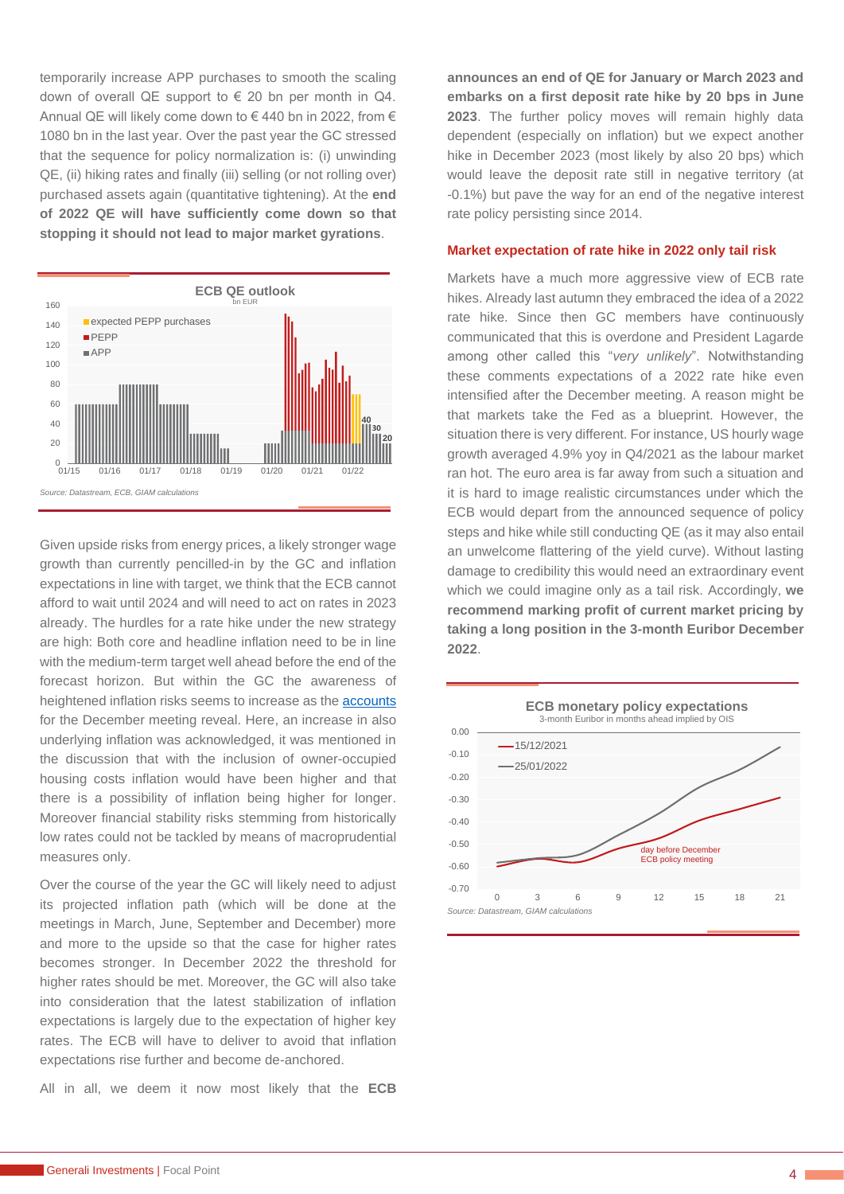temporarily increase APP purchases to smooth the scaling down of overall QE support to € 20 bn per month in Q4. Annual QE will likely come down to € 440 bn in 2022, from € 1080 bn in the last year. Over the past year the GC stressed that the sequence for policy normalization is: (i) unwinding QE, (ii) hiking rates and finally (iii) selling (or not rolling over) purchased assets again (quantitative tightening). At the **end of 2022 QE will have sufficiently come down so that stopping it should not lead to major market gyrations**.

**ECB QE outlook**

bn EUR

Source: Datastream, ECB, GIAM calculations

Given upside risks from energy prices, a likely stronger wage growth than currently pencilled-in by the GC and inflation expectations in line with target, we think that the ECB cannot afford to wait until 2024 and will need to act on rates in 2023 already. The hurdles for a rate hike under the new strategy are high: Both core and headline inflation need to be in line with the medium-term target well ahead before the end of the forecast horizon. But within the GC the awareness of heightened inflation risks seems to increase as the accounts for the December meeting reveal. Here, an increase in also underlying inflation was acknowledged, it was mentioned in the discussion that with the inclusion of owner-occupied housing costs inflation would have been higher and that there is a possibility of inflation being higher for longer. Moreover financial stability risks stemming from historically low rates could not be tackled by means of macroprudential measures only.

Over the course of the year the GC will likely need to adjust its projected inflation path (which will be done at the meetings in March, June, September and December) more and more to the upside so that the case for higher rates becomes stronger. In December 2022 the threshold for higher rates should be met. Moreover, the GC will also take into consideration that the latest stabilization of inflation expectations is largely due to the expectation of higher key rates. The ECB will have to deliver to avoid that inflation expectations rise further and become de-anchored.

All in all, we deem it now most likely that the **ECB announces an end of QE for January or March 2023 and embarks on a first deposit rate hike by 20 bps in June 2023**. The further policy moves will remain highly data dependent (especially on inflation) but we expect another hike in December 2023 (most likely by also 20 bps) which would leave the deposit rate still in negative territory (at -0.1%) but pave the way for an end of the negative interest rate policy persisting since 2014.

## Market expectation of rate hike in 2022 only tail risk

Markets have a much more aggressive view of ECB rate hikes. Already last autumn they embraced the idea of a 2022 rate hike. Since then GC members have continuously communicated that this is overdone and President Lagarde among other called this "*very unlikely*". Notwithstanding these comments expectations of a 2022 rate hike even intensified after the December meeting. A reason might be that markets take the Fed as a blueprint. However, the situation there is very different. For instance, US hourly wage growth averaged 4.9% yoy in Q4/2021 as the labour market ran hot. The euro area is far away from such a situation and it is hard to image realistic circumstances under which the ECB would depart from the announced sequence of policy steps and hike while still conducting QE (as it may also entail an unwelcome flattering of the yield curve). Without lasting damage to credibility this would need an extraordinary event which we could imagine only as a tail risk. Accordingly, **we recommend marking profit of current market pricing by taking a long position in the 3-month Euribor December 2022**.

**ECB monetary policy expectations**

3-month Euribor in months ahead implied by OIS

Source: Datastream, GIAM calculations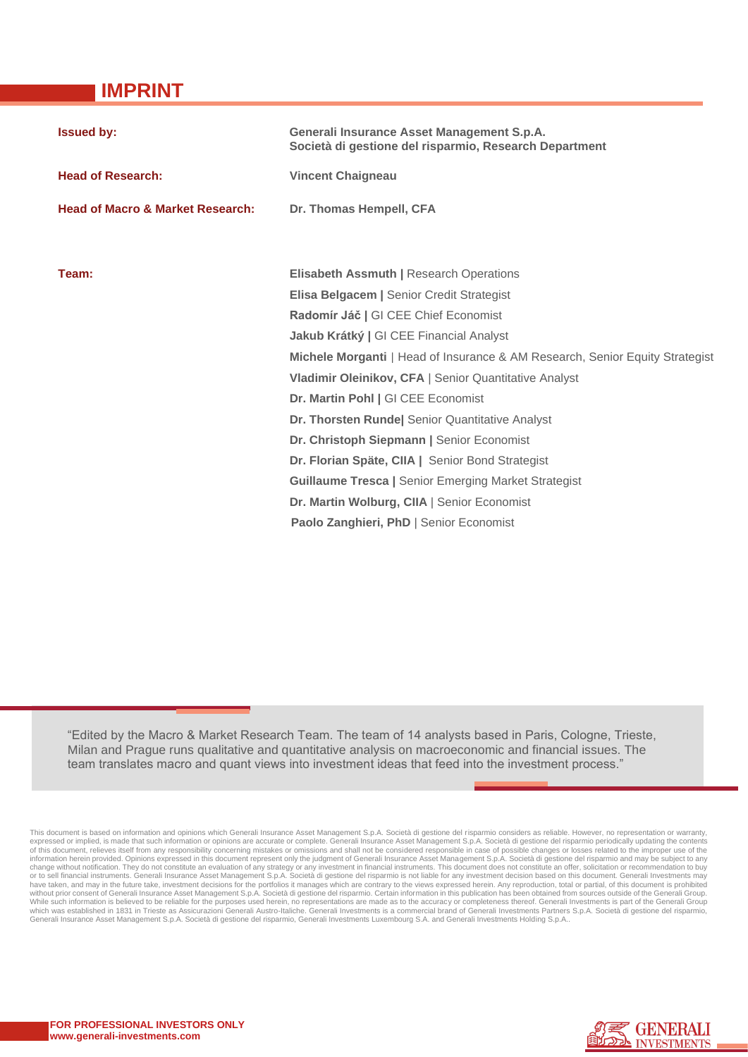# IMPRINT

| | |
|---|---|
| **Issued by:** | **Generali Insurance Asset Management S.p.A. Società di gestione del risparmio, Research Department** |
| **Head of Research:** | **Vincent Chaigneau** |
| **Head of Macro & Market Research:** | **Dr. Thomas Hempell, CFA** |

**Team:**

**Elisabeth Assmuth |** Research Operations
**Elisa Belgacem |** Senior Credit Strategist
**Radomír Jáč |** GI CEE Chief Economist
**Jakub Krátký |** GI CEE Financial Analyst
**Michele Morganti** | Head of Insurance & AM Research, Senior Equity Strategist
**Vladimir Oleinikov, CFA** | Senior Quantitative Analyst
**Dr. Martin Pohl |** GI CEE Economist
**Dr. Thorsten Runde|** Senior Quantitative Analyst
**Dr. Christoph Siepmann |** Senior Economist
**Dr. Florian Späte, CIIA |** Senior Bond Strategist
**Guillaume Tresca |** Senior Emerging Market Strategist
**Dr. Martin Wolburg, CIIA** | Senior Economist
**Paolo Zanghieri, PhD** | Senior Economist

"Edited by the Macro & Market Research Team. The team of 14 analysts based in Paris, Cologne, Trieste, Milan and Prague runs qualitative and quantitative analysis on macroeconomic and financial issues. The team translates macro and quant views into investment ideas that feed into the investment process."

This document is based on information and opinions which Generali Insurance Asset Management S.p.A. Società di gestione del risparmio considers as reliable. However, no representation or warranty, expressed or implied, is made that such information or opinions are accurate or complete. Generali Insurance Asset Management S.p.A. Società di gestione del risparmio periodically updating the contents of this document, relieves itself from any responsibility concerning mistakes or omissions and shall not be considered responsible in case of possible changes or losses related to the improper use of the information herein provided. Opinions expressed in this document represent only the judgment of Generali Insurance Asset Management S.p.A. Società di gestione del risparmio and may be subject to any change without notification. They do not constitute an evaluation of any strategy or any investment in financial instruments. This document does not constitute an offer, solicitation or recommendation to buy or to sell financial instruments. Generali Insurance Asset Management S.p.A. Società di gestione del risparmio is not liable for any investment decision based on this document. Generali Investments may have taken, and may in the future take, investment decisions for the portfolios it manages which are contrary to the views expressed herein. Any reproduction, total or partial, of this document is prohibited without prior consent of Generali Insurance Asset Management S.p.A. Società di gestione del risparmio. Certain information in this publication has been obtained from sources outside of the Generali Group. While such information is believed to be reliable for the purposes used herein, no representations are made as to the accuracy or completeness thereof. Generali Investments is part of the Generali Group which was established in 1831 in Trieste as Assicurazioni Generali Austro-Italiche. Generali Investments is a commercial brand of Generali Investments Partners S.p.A. Società di gestione del risparmio, Generali Insurance Asset Management S.p.A. Società di gestione del risparmio, Generali Investments Luxembourg S.A. and Generali Investments Holding S.p.A..

**FOR PROFESSIONAL INVESTORS ONLY**
**www.generali-investments.com**